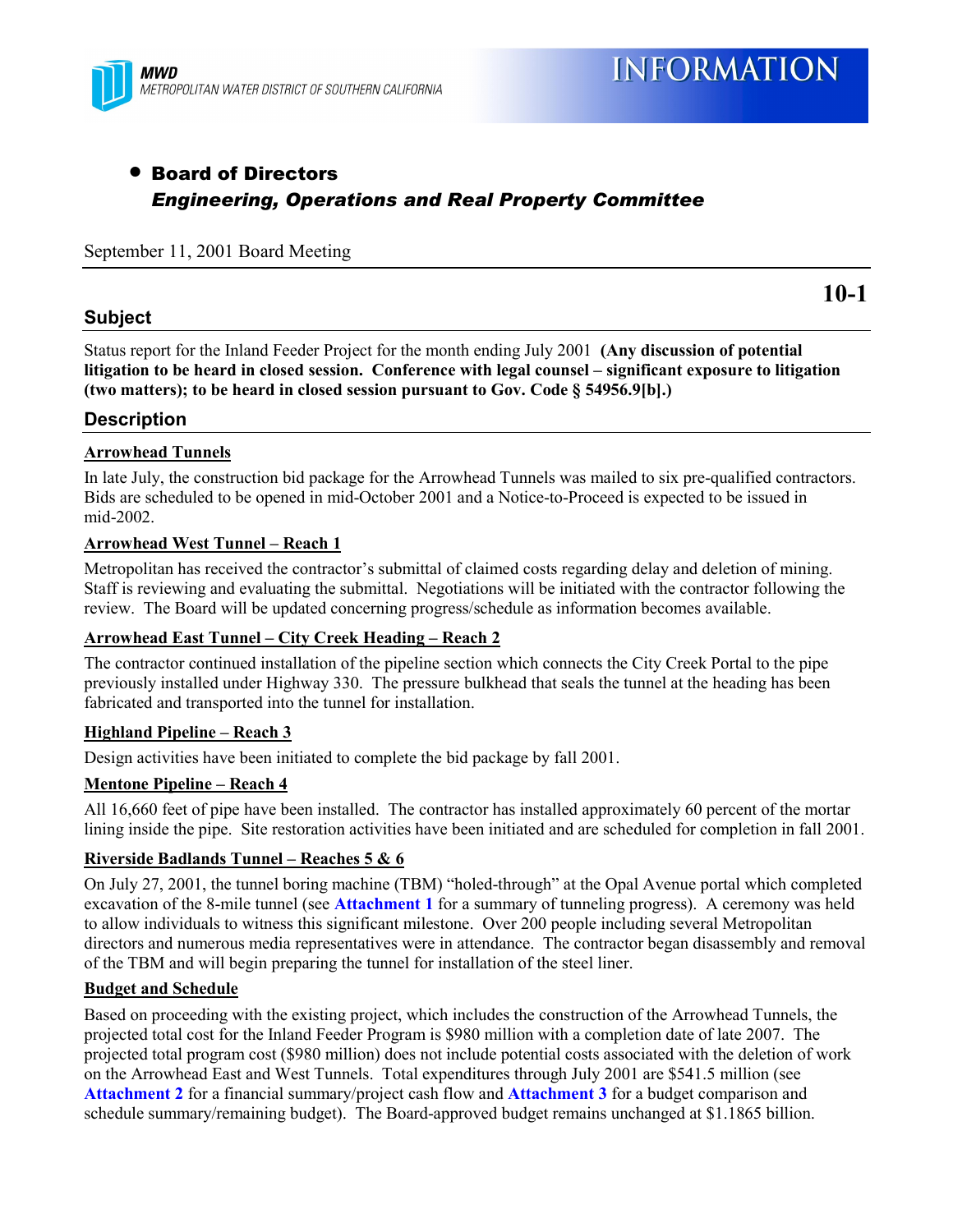MWD
METROPOLITAN WATER DISTRICT OF SOUTHERN CALIFORNIA

# INFORMATION

- **Board of Directors**
  ***Engineering, Operations and Real Property Committee***

September 11, 2001 Board Meeting

**10-1**

## Subject

Status report for the Inland Feeder Project for the month ending July 2001 **(Any discussion of potential litigation to be heard in closed session. Conference with legal counsel – significant exposure to litigation (two matters); to be heard in closed session pursuant to Gov. Code § 54956.9[b].)**

## Description

**Arrowhead Tunnels**

In late July, the construction bid package for the Arrowhead Tunnels was mailed to six pre-qualified contractors. Bids are scheduled to be opened in mid-October 2001 and a Notice-to-Proceed is expected to be issued in mid-2002.

**Arrowhead West Tunnel – Reach 1**

Metropolitan has received the contractor's submittal of claimed costs regarding delay and deletion of mining. Staff is reviewing and evaluating the submittal. Negotiations will be initiated with the contractor following the review. The Board will be updated concerning progress/schedule as information becomes available.

**Arrowhead East Tunnel – City Creek Heading – Reach 2**

The contractor continued installation of the pipeline section which connects the City Creek Portal to the pipe previously installed under Highway 330. The pressure bulkhead that seals the tunnel at the heading has been fabricated and transported into the tunnel for installation.

**Highland Pipeline – Reach 3**

Design activities have been initiated to complete the bid package by fall 2001.

**Mentone Pipeline – Reach 4**

All 16,660 feet of pipe have been installed. The contractor has installed approximately 60 percent of the mortar lining inside the pipe. Site restoration activities have been initiated and are scheduled for completion in fall 2001.

**Riverside Badlands Tunnel – Reaches 5 & 6**

On July 27, 2001, the tunnel boring machine (TBM) "holed-through" at the Opal Avenue portal which completed excavation of the 8-mile tunnel (see **Attachment 1** for a summary of tunneling progress). A ceremony was held to allow individuals to witness this significant milestone. Over 200 people including several Metropolitan directors and numerous media representatives were in attendance. The contractor began disassembly and removal of the TBM and will begin preparing the tunnel for installation of the steel liner.

**Budget and Schedule**

Based on proceeding with the existing project, which includes the construction of the Arrowhead Tunnels, the projected total cost for the Inland Feeder Program is $980 million with a completion date of late 2007. The projected total program cost ($980 million) does not include potential costs associated with the deletion of work on the Arrowhead East and West Tunnels. Total expenditures through July 2001 are $541.5 million (see **Attachment 2** for a financial summary/project cash flow and **Attachment 3** for a budget comparison and schedule summary/remaining budget). The Board-approved budget remains unchanged at $1.1865 billion.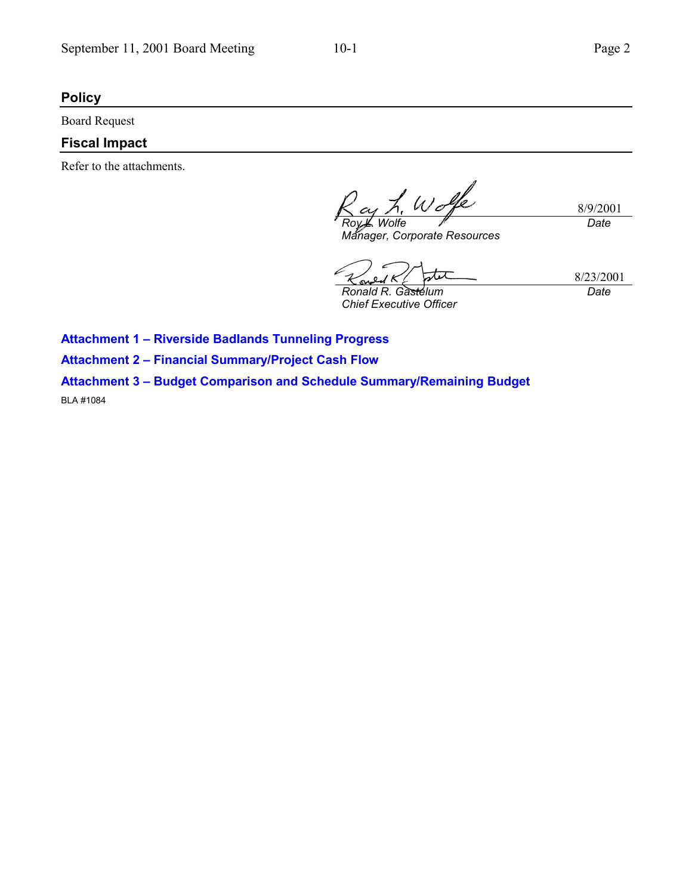## Policy

Board Request

## Fiscal Impact

Refer to the attachments.

| | |
|---|---|
| *Roy L. Wolfe*<br>*Manager, Corporate Resources* | 8/9/2001<br>*Date* |
| *Ronald R. Gastelum*<br>*Chief Executive Officer* | 8/23/2001<br>*Date* |

**Attachment 1 – Riverside Badlands Tunneling Progress**

**Attachment 2 – Financial Summary/Project Cash Flow**

**Attachment 3 – Budget Comparison and Schedule Summary/Remaining Budget**

BLA #1084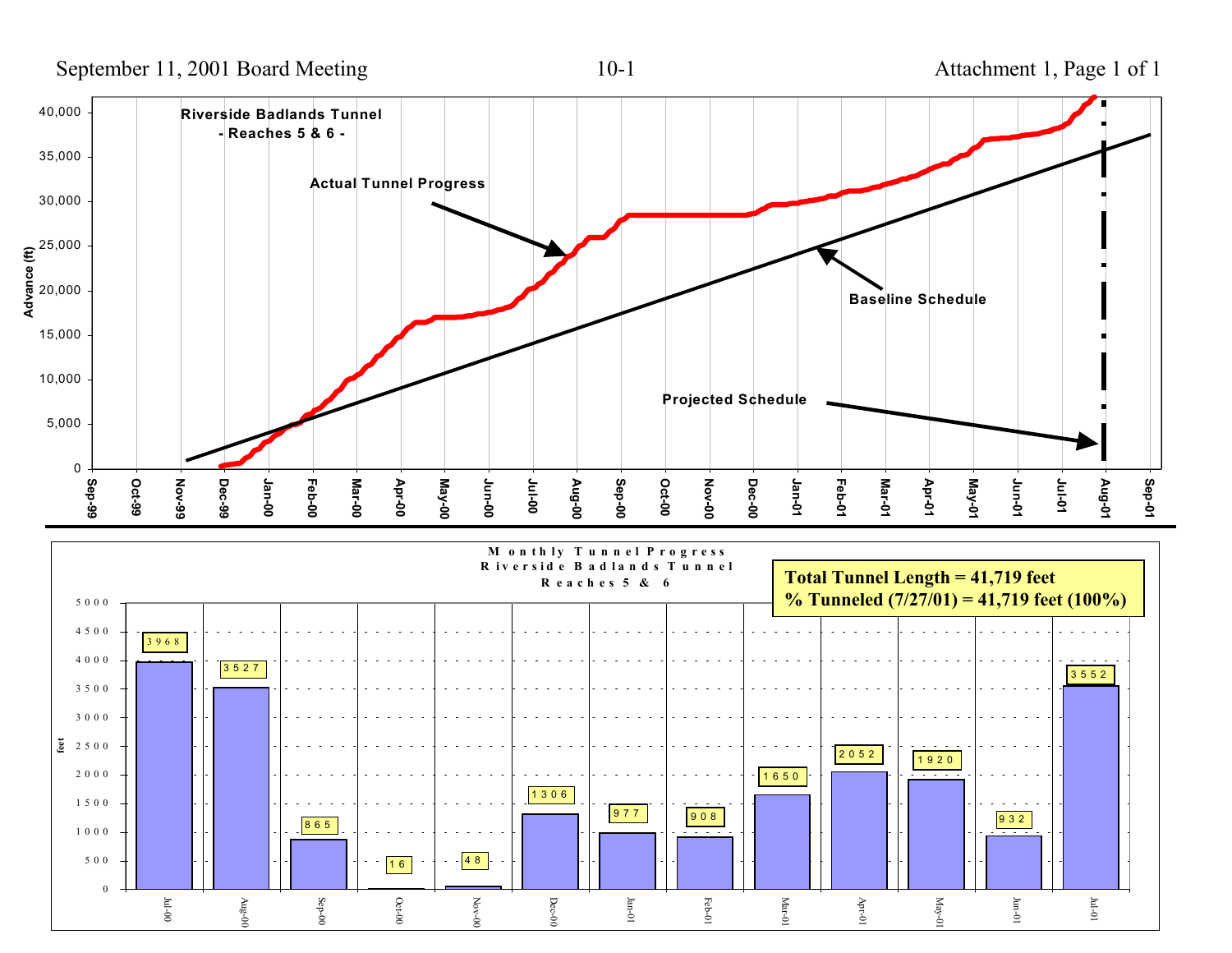**Riverside Badlands Tunnel**
**- Reaches 5 & 6 -**

Advance (ft)

Actual Tunnel Progress

Baseline Schedule

Projected Schedule

Sep-99, Oct-99, Nov-99, Dec-99, Jan-00, Feb-00, Mar-00, Apr-00, May-00, Jun-00, Jul-00, Aug-00, Sep-00, Oct-00, Nov-00, Dec-00, Jan-01, Feb-01, Mar-01, Apr-01, May-01, Jun-01, Jul-01, Aug-01, Sep-01

---

**Monthly Tunnel Progress**
**Riverside Badlands Tunnel**
**Reaches 5 & 6**

**Total Tunnel Length = 41,719 feet**
**% Tunneled (7/27/01) = 41,719 feet (100%)**

| Month | feet |
|---|---|
| Jul-00 | 3968 |
| Aug-00 | 3527 |
| Sep-00 | 865 |
| Oct-00 | 16 |
| Nov-00 | 48 |
| Dec-00 | 1306 |
| Jan-01 | 977 |
| Feb-01 | 908 |
| Mar-01 | 1650 |
| Apr-01 | 2052 |
| May-01 | 1920 |
| Jun-01 | 932 |
| Jul-01 | 3552 |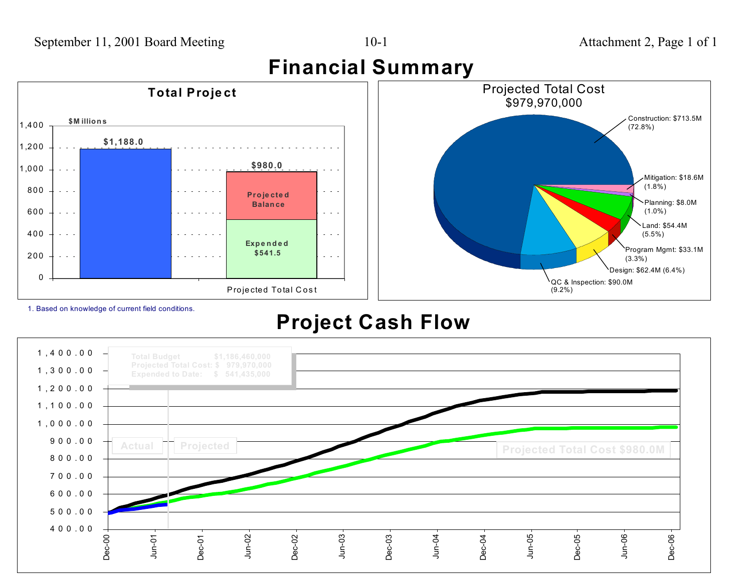# Financial Summary

## Total Project

$Millions

| | Amount ($Millions) |
|---|---|
| Total Budget | $1,188.0 |
| Projected Total Cost[1] | $980.0 |
| Projected Balance | |
| Expended | $541.5 |

1. Based on knowledge of current field conditions.

## Projected Total Cost $979,970,000

| Category | Amount | Percent |
|---|---|---|
| Construction | $713.5M | (72.8%) |
| Mitigation | $18.6M | (1.8%) |
| Planning | $8.0M | (1.0%) |
| Land | $54.4M | (5.5%) |
| Program Mgmt | $33.1M | (3.3%) |
| Design | $62.4M | (6.4%) |
| QC & Inspection | $90.0M | (9.2%) |

# Project Cash Flow

| | |
|---|---|
| Total Budget | $1,186,460,000 |
| Projected Total Cost: | $ 979,970,000 |
| Expended to Date: | $ 541,435,000 |

Actual | Projected

Projected Total Cost $980.0M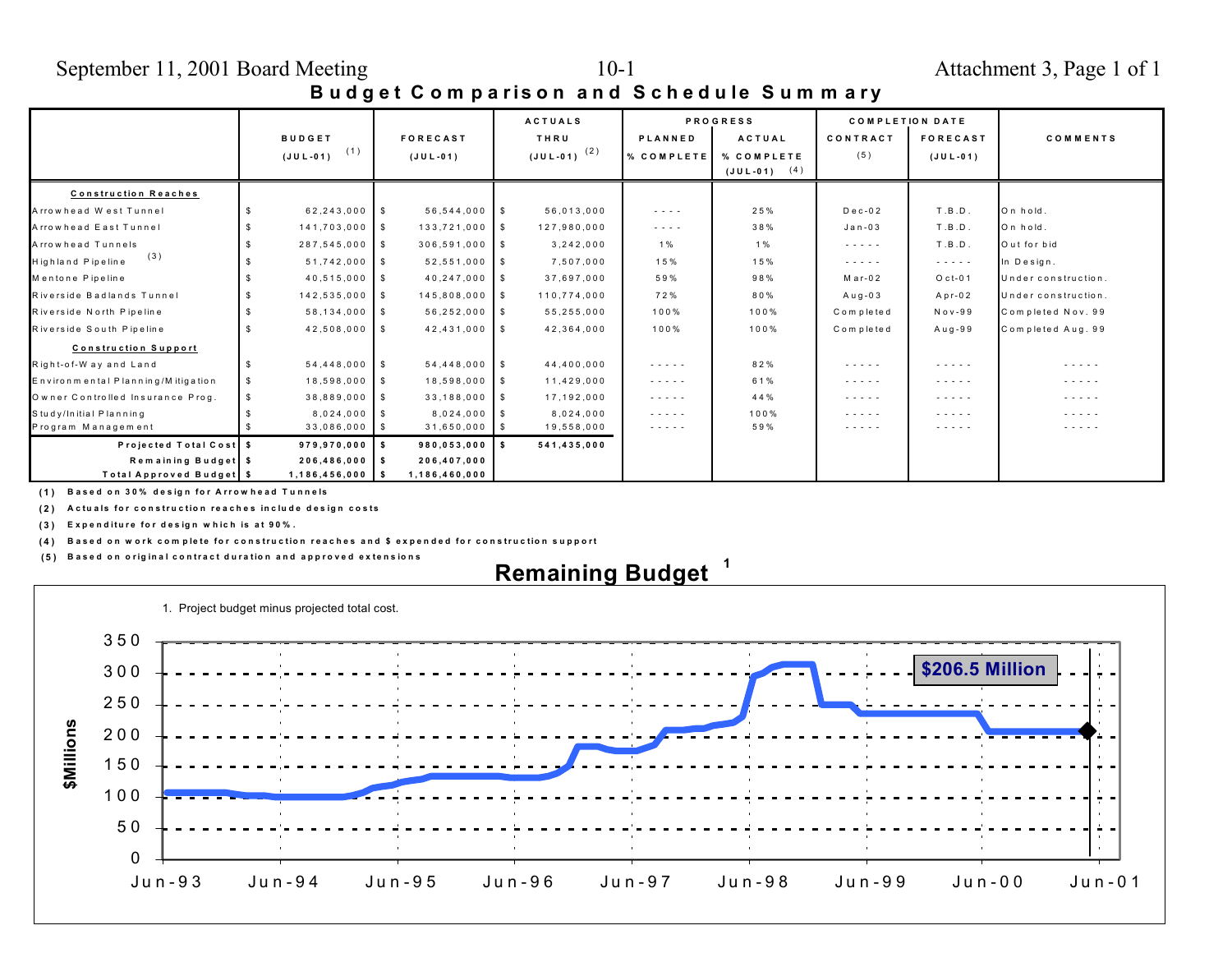## Budget Comparison and Schedule Summary

| | BUDGET (JUL-01) (1) | FORECAST (JUL-01) | ACTUALS THRU (JUL-01) (2) | PROGRESS | | COMPLETION DATE | | COMMENTS |
|---|---|---|---|---|---|---|---|---|
| | | | | PLANNED % COMPLETE | ACTUAL % COMPLETE (JUL-01) (4) | CONTRACT (5) | FORECAST (JUL-01) | |
| **Construction Reaches** | | | | | | | | |
| Arrowhead West Tunnel | $ 62,243,000 | $ 56,544,000 | $ 56,013,000 | ---- | 25% | Dec-02 | T.B.D. | On hold. |
| Arrowhead East Tunnel | $ 141,703,000 | $ 133,721,000 | $ 127,980,000 | ---- | 38% | Jan-03 | T.B.D. | On hold. |
| Arrowhead Tunnels | $ 287,545,000 | $ 306,591,000 | $ 3,242,000 | 1% | 1% | ----- | T.B.D. | Out for bid |
| Highland Pipeline (3) | $ 51,742,000 | $ 52,551,000 | $ 7,507,000 | 15% | 15% | ----- | ----- | In Design. |
| Mentone Pipeline | $ 40,515,000 | $ 40,247,000 | $ 37,697,000 | 59% | 98% | Mar-02 | Oct-01 | Under construction. |
| Riverside Badlands Tunnel | $ 142,535,000 | $ 145,808,000 | $ 110,774,000 | 72% | 80% | Aug-03 | Apr-02 | Under construction. |
| Riverside North Pipeline | $ 58,134,000 | $ 56,252,000 | $ 55,255,000 | 100% | 100% | Completed | Nov-99 | Completed Nov. 99 |
| Riverside South Pipeline | $ 42,508,000 | $ 42,431,000 | $ 42,364,000 | 100% | 100% | Completed | Aug-99 | Completed Aug. 99 |
| **Construction Support** | | | | | | | | |
| Right-of-Way and Land | $ 54,448,000 | $ 54,448,000 | $ 44,400,000 | ----- | 82% | ----- | ----- | ----- |
| Environmental Planning/Mitigation | $ 18,598,000 | $ 18,598,000 | $ 11,429,000 | ----- | 61% | ----- | ----- | ----- |
| Owner Controlled Insurance Prog. | $ 38,889,000 | $ 33,188,000 | $ 17,192,000 | ----- | 44% | ----- | ----- | ----- |
| Study/Initial Planning | $ 8,024,000 | $ 8,024,000 | $ 8,024,000 | ----- | 100% | ----- | ----- | ----- |
| Program Management | $ 33,086,000 | $ 31,650,000 | $ 19,558,000 | ----- | 59% | ----- | ----- | ----- |
| **Projected Total Cost** | **$ 979,970,000** | **$ 980,053,000** | **$ 541,435,000** | | | | | |
| **Remaining Budget** | **$ 206,486,000** | **$ 206,407,000** | | | | | | |
| **Total Approved Budget** | **$ 1,186,456,000** | **$ 1,186,460,000** | | | | | | |

(1) Based on 30% design for Arrowhead Tunnels

(2) Actuals for construction reaches include design costs

(3) Expenditure for design which is at 90%.

(4) Based on work complete for construction reaches and $ expended for construction support

(5) Based on original contract duration and approved extensions

## Remaining Budget [1]

1. Project budget minus projected total cost.

$206.5 Million

$Millions

0, 50, 100, 150, 200, 250, 300, 350

Jun-93, Jun-94, Jun-95, Jun-96, Jun-97, Jun-98, Jun-99, Jun-00, Jun-01